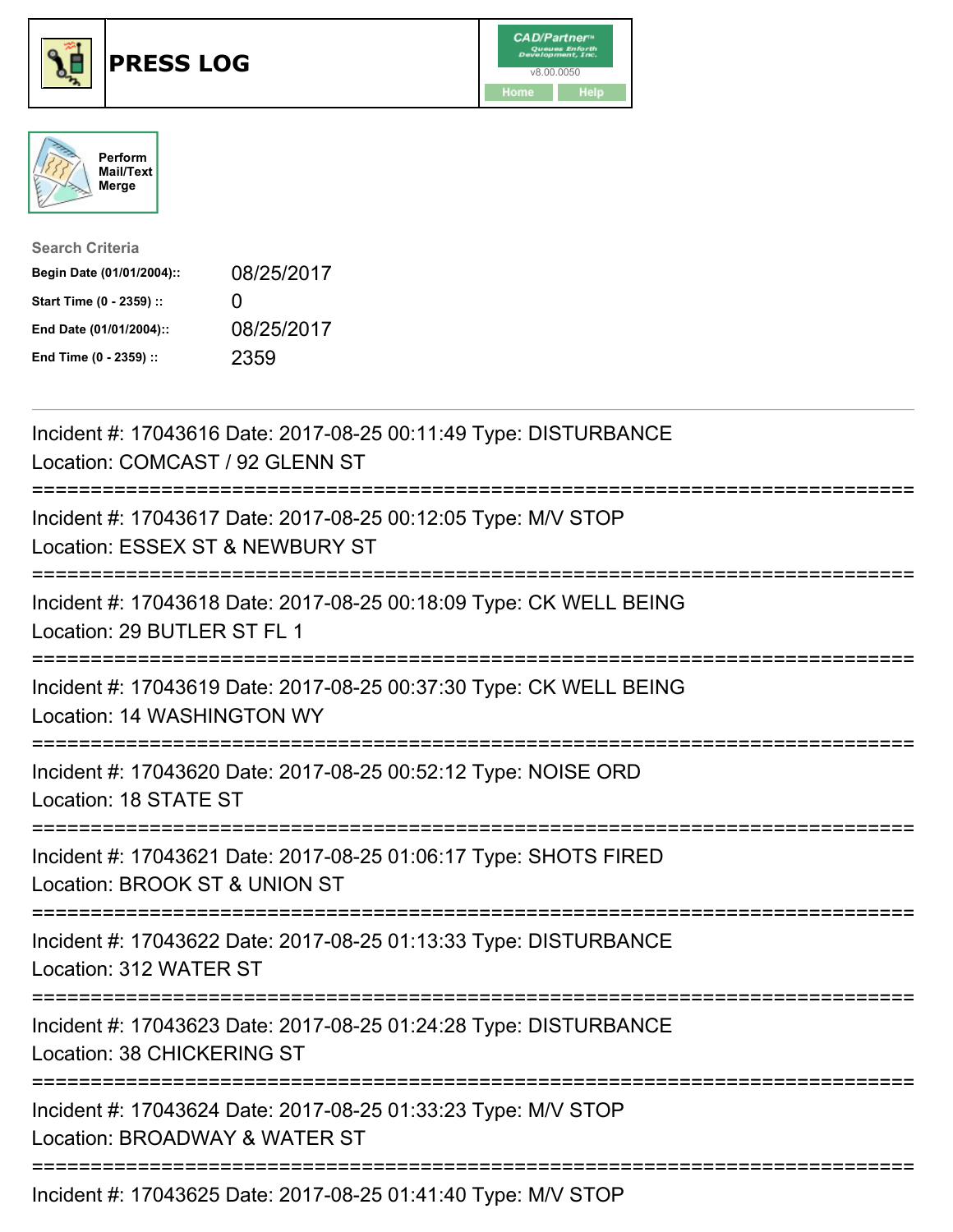# PRESS LOG

CAD/Partner™ v8.00.0050

Home | Help

Perform Mail/Text Merge

**Search Criteria**

| | |
|---|---|
| **Begin Date (01/01/2004)::** | 08/25/2017 |
| **Start Time (0 - 2359) ::** | 0 |
| **End Date (01/01/2004)::** | 08/25/2017 |
| **End Time (0 - 2359) ::** | 2359 |

---

Incident #: 17043616 Date: 2017-08-25 00:11:49 Type: DISTURBANCE
Location: COMCAST / 92 GLENN ST

===========================================================================

Incident #: 17043617 Date: 2017-08-25 00:12:05 Type: M/V STOP
Location: ESSEX ST & NEWBURY ST

===========================================================================

Incident #: 17043618 Date: 2017-08-25 00:18:09 Type: CK WELL BEING
Location: 29 BUTLER ST FL 1

===========================================================================

Incident #: 17043619 Date: 2017-08-25 00:37:30 Type: CK WELL BEING
Location: 14 WASHINGTON WY

===========================================================================

Incident #: 17043620 Date: 2017-08-25 00:52:12 Type: NOISE ORD
Location: 18 STATE ST

===========================================================================

Incident #: 17043621 Date: 2017-08-25 01:06:17 Type: SHOTS FIRED
Location: BROOK ST & UNION ST

===========================================================================

Incident #: 17043622 Date: 2017-08-25 01:13:33 Type: DISTURBANCE
Location: 312 WATER ST

===========================================================================

Incident #: 17043623 Date: 2017-08-25 01:24:28 Type: DISTURBANCE
Location: 38 CHICKERING ST

===========================================================================

Incident #: 17043624 Date: 2017-08-25 01:33:23 Type: M/V STOP
Location: BROADWAY & WATER ST

===========================================================================

Incident #: 17043625 Date: 2017-08-25 01:41:40 Type: M/V STOP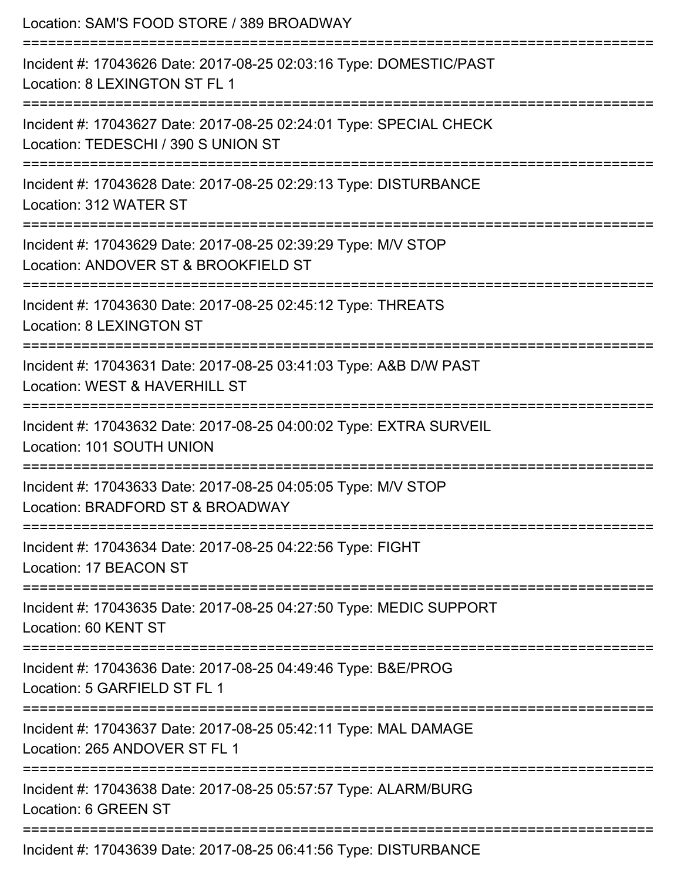Location: SAM'S FOOD STORE / 389 BROADWAY

===========================================================================

Incident #: 17043626 Date: 2017-08-25 02:03:16 Type: DOMESTIC/PAST
Location: 8 LEXINGTON ST FL 1

===========================================================================

Incident #: 17043627 Date: 2017-08-25 02:24:01 Type: SPECIAL CHECK
Location: TEDESCHI / 390 S UNION ST

===========================================================================

Incident #: 17043628 Date: 2017-08-25 02:29:13 Type: DISTURBANCE
Location: 312 WATER ST

===========================================================================

Incident #: 17043629 Date: 2017-08-25 02:39:29 Type: M/V STOP
Location: ANDOVER ST & BROOKFIELD ST

===========================================================================

Incident #: 17043630 Date: 2017-08-25 02:45:12 Type: THREATS
Location: 8 LEXINGTON ST

===========================================================================

Incident #: 17043631 Date: 2017-08-25 03:41:03 Type: A&B D/W PAST
Location: WEST & HAVERHILL ST

===========================================================================

Incident #: 17043632 Date: 2017-08-25 04:00:02 Type: EXTRA SURVEIL
Location: 101 SOUTH UNION

===========================================================================

Incident #: 17043633 Date: 2017-08-25 04:05:05 Type: M/V STOP
Location: BRADFORD ST & BROADWAY

===========================================================================

Incident #: 17043634 Date: 2017-08-25 04:22:56 Type: FIGHT
Location: 17 BEACON ST

===========================================================================

Incident #: 17043635 Date: 2017-08-25 04:27:50 Type: MEDIC SUPPORT
Location: 60 KENT ST

===========================================================================

Incident #: 17043636 Date: 2017-08-25 04:49:46 Type: B&E/PROG
Location: 5 GARFIELD ST FL 1

===========================================================================

Incident #: 17043637 Date: 2017-08-25 05:42:11 Type: MAL DAMAGE
Location: 265 ANDOVER ST FL 1

===========================================================================

Incident #: 17043638 Date: 2017-08-25 05:57:57 Type: ALARM/BURG
Location: 6 GREEN ST

===========================================================================

Incident #: 17043639 Date: 2017-08-25 06:41:56 Type: DISTURBANCE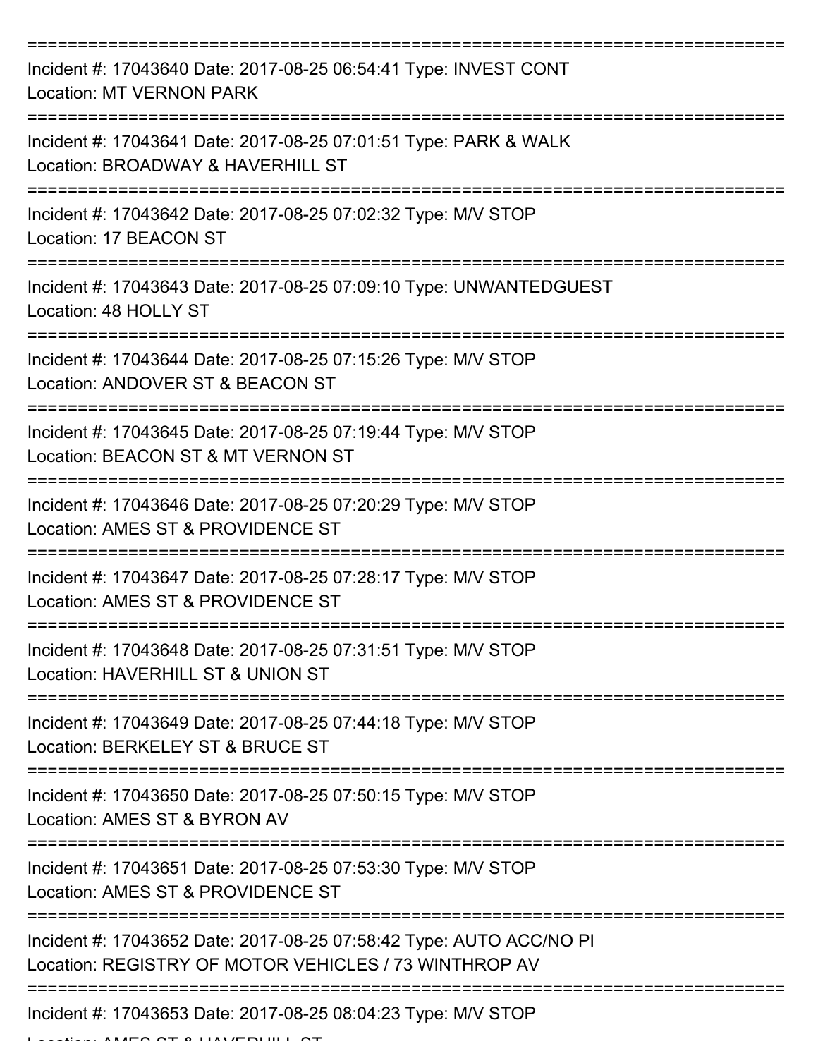===========================================================================

Incident #: 17043640 Date: 2017-08-25 06:54:41 Type: INVEST CONT
Location: MT VERNON PARK

===========================================================================

Incident #: 17043641 Date: 2017-08-25 07:01:51 Type: PARK & WALK
Location: BROADWAY & HAVERHILL ST

===========================================================================

Incident #: 17043642 Date: 2017-08-25 07:02:32 Type: M/V STOP
Location: 17 BEACON ST

===========================================================================

Incident #: 17043643 Date: 2017-08-25 07:09:10 Type: UNWANTEDGUEST
Location: 48 HOLLY ST

===========================================================================

Incident #: 17043644 Date: 2017-08-25 07:15:26 Type: M/V STOP
Location: ANDOVER ST & BEACON ST

===========================================================================

Incident #: 17043645 Date: 2017-08-25 07:19:44 Type: M/V STOP
Location: BEACON ST & MT VERNON ST

===========================================================================

Incident #: 17043646 Date: 2017-08-25 07:20:29 Type: M/V STOP
Location: AMES ST & PROVIDENCE ST

===========================================================================

Incident #: 17043647 Date: 2017-08-25 07:28:17 Type: M/V STOP
Location: AMES ST & PROVIDENCE ST

===========================================================================

Incident #: 17043648 Date: 2017-08-25 07:31:51 Type: M/V STOP
Location: HAVERHILL ST & UNION ST

===========================================================================

Incident #: 17043649 Date: 2017-08-25 07:44:18 Type: M/V STOP
Location: BERKELEY ST & BRUCE ST

===========================================================================

Incident #: 17043650 Date: 2017-08-25 07:50:15 Type: M/V STOP
Location: AMES ST & BYRON AV

===========================================================================

Incident #: 17043651 Date: 2017-08-25 07:53:30 Type: M/V STOP
Location: AMES ST & PROVIDENCE ST

===========================================================================

Incident #: 17043652 Date: 2017-08-25 07:58:42 Type: AUTO ACC/NO PI
Location: REGISTRY OF MOTOR VEHICLES / 73 WINTHROP AV

===========================================================================

Incident #: 17043653 Date: 2017-08-25 08:04:23 Type: M/V STOP
Location: AMES ST & HAVERHILL ST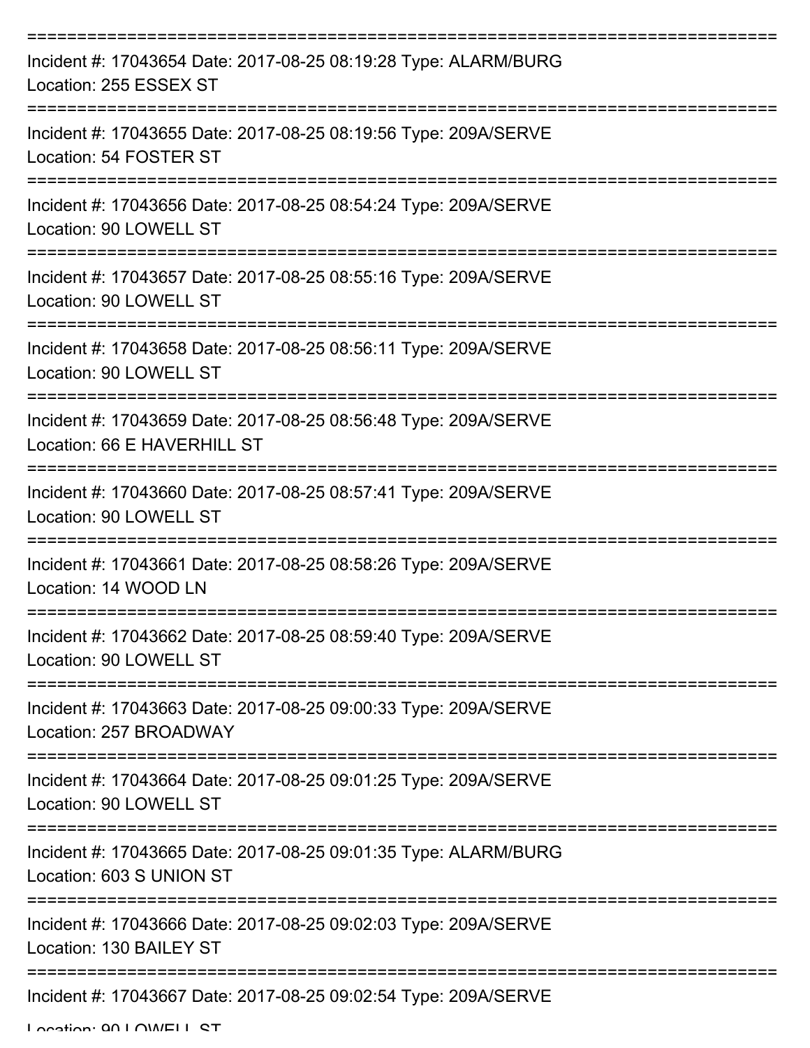===========================================================================
Incident #: 17043654 Date: 2017-08-25 08:19:28 Type: ALARM/BURG
Location: 255 ESSEX ST
===========================================================================
Incident #: 17043655 Date: 2017-08-25 08:19:56 Type: 209A/SERVE
Location: 54 FOSTER ST
===========================================================================
Incident #: 17043656 Date: 2017-08-25 08:54:24 Type: 209A/SERVE
Location: 90 LOWELL ST
===========================================================================
Incident #: 17043657 Date: 2017-08-25 08:55:16 Type: 209A/SERVE
Location: 90 LOWELL ST
===========================================================================
Incident #: 17043658 Date: 2017-08-25 08:56:11 Type: 209A/SERVE
Location: 90 LOWELL ST
===========================================================================
Incident #: 17043659 Date: 2017-08-25 08:56:48 Type: 209A/SERVE
Location: 66 E HAVERHILL ST
===========================================================================
Incident #: 17043660 Date: 2017-08-25 08:57:41 Type: 209A/SERVE
Location: 90 LOWELL ST
===========================================================================
Incident #: 17043661 Date: 2017-08-25 08:58:26 Type: 209A/SERVE
Location: 14 WOOD LN
===========================================================================
Incident #: 17043662 Date: 2017-08-25 08:59:40 Type: 209A/SERVE
Location: 90 LOWELL ST
===========================================================================
Incident #: 17043663 Date: 2017-08-25 09:00:33 Type: 209A/SERVE
Location: 257 BROADWAY
===========================================================================
Incident #: 17043664 Date: 2017-08-25 09:01:25 Type: 209A/SERVE
Location: 90 LOWELL ST
===========================================================================
Incident #: 17043665 Date: 2017-08-25 09:01:35 Type: ALARM/BURG
Location: 603 S UNION ST
===========================================================================
Incident #: 17043666 Date: 2017-08-25 09:02:03 Type: 209A/SERVE
Location: 130 BAILEY ST
===========================================================================
Incident #: 17043667 Date: 2017-08-25 09:02:54 Type: 209A/SERVE
Location: 90 LOWELL ST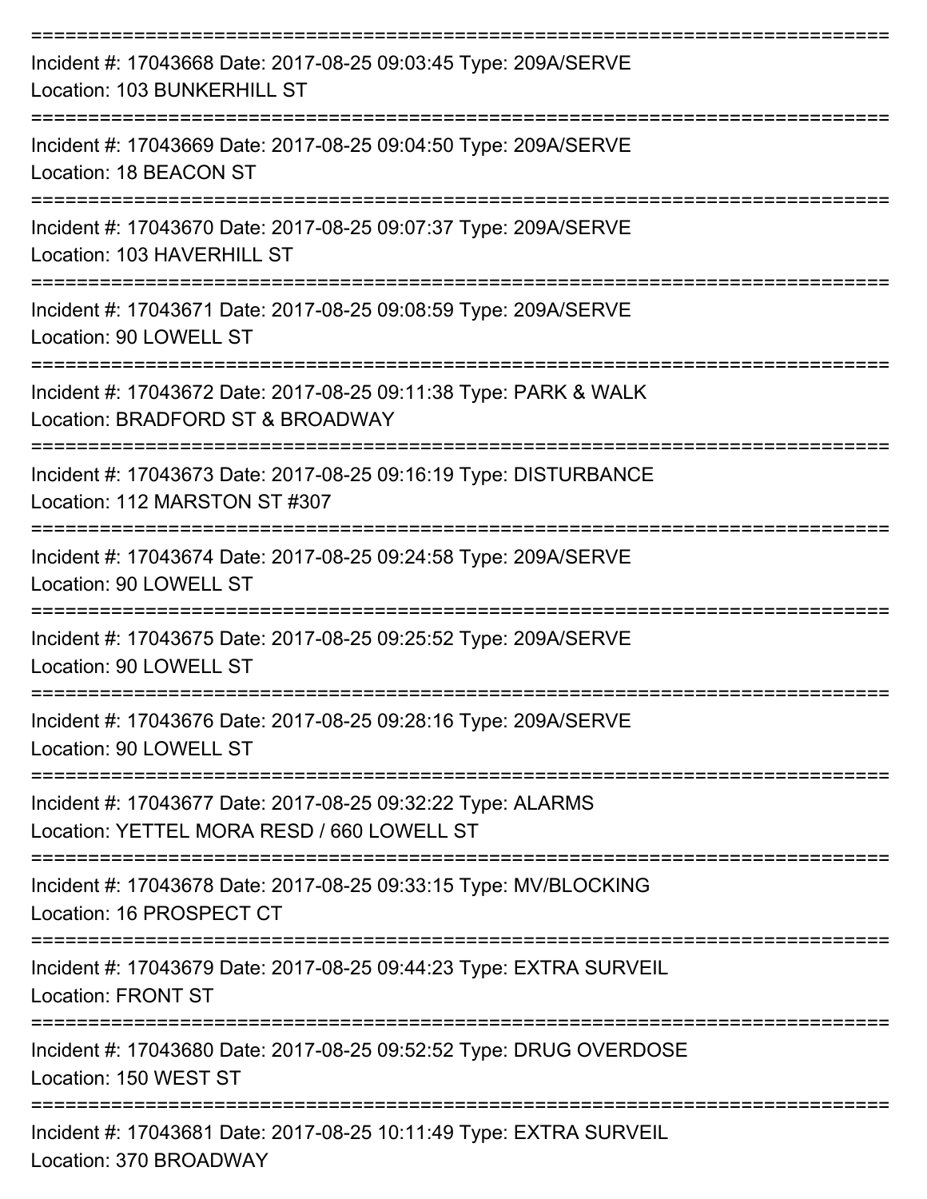===========================================================================

Incident #: 17043668 Date: 2017-08-25 09:03:45 Type: 209A/SERVE
Location: 103 BUNKERHILL ST

===========================================================================

Incident #: 17043669 Date: 2017-08-25 09:04:50 Type: 209A/SERVE
Location: 18 BEACON ST

===========================================================================

Incident #: 17043670 Date: 2017-08-25 09:07:37 Type: 209A/SERVE
Location: 103 HAVERHILL ST

===========================================================================

Incident #: 17043671 Date: 2017-08-25 09:08:59 Type: 209A/SERVE
Location: 90 LOWELL ST

===========================================================================

Incident #: 17043672 Date: 2017-08-25 09:11:38 Type: PARK & WALK
Location: BRADFORD ST & BROADWAY

===========================================================================

Incident #: 17043673 Date: 2017-08-25 09:16:19 Type: DISTURBANCE
Location: 112 MARSTON ST #307

===========================================================================

Incident #: 17043674 Date: 2017-08-25 09:24:58 Type: 209A/SERVE
Location: 90 LOWELL ST

===========================================================================

Incident #: 17043675 Date: 2017-08-25 09:25:52 Type: 209A/SERVE
Location: 90 LOWELL ST

===========================================================================

Incident #: 17043676 Date: 2017-08-25 09:28:16 Type: 209A/SERVE
Location: 90 LOWELL ST

===========================================================================

Incident #: 17043677 Date: 2017-08-25 09:32:22 Type: ALARMS
Location: YETTEL MORA RESD / 660 LOWELL ST

===========================================================================

Incident #: 17043678 Date: 2017-08-25 09:33:15 Type: MV/BLOCKING
Location: 16 PROSPECT CT

===========================================================================

Incident #: 17043679 Date: 2017-08-25 09:44:23 Type: EXTRA SURVEIL
Location: FRONT ST

===========================================================================

Incident #: 17043680 Date: 2017-08-25 09:52:52 Type: DRUG OVERDOSE
Location: 150 WEST ST

===========================================================================

Incident #: 17043681 Date: 2017-08-25 10:11:49 Type: EXTRA SURVEIL
Location: 370 BROADWAY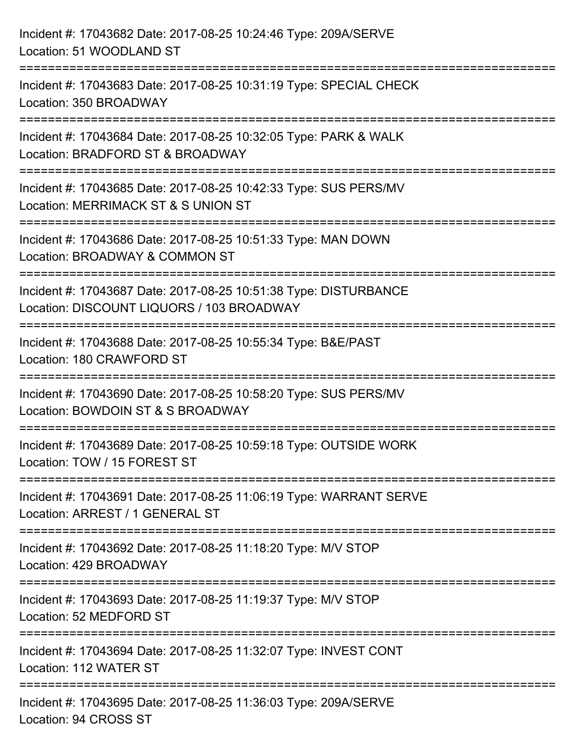Incident #: 17043682 Date: 2017-08-25 10:24:46 Type: 209A/SERVE
Location: 51 WOODLAND ST

===========================================================================

Incident #: 17043683 Date: 2017-08-25 10:31:19 Type: SPECIAL CHECK
Location: 350 BROADWAY

===========================================================================

Incident #: 17043684 Date: 2017-08-25 10:32:05 Type: PARK & WALK
Location: BRADFORD ST & BROADWAY

===========================================================================

Incident #: 17043685 Date: 2017-08-25 10:42:33 Type: SUS PERS/MV
Location: MERRIMACK ST & S UNION ST

===========================================================================

Incident #: 17043686 Date: 2017-08-25 10:51:33 Type: MAN DOWN
Location: BROADWAY & COMMON ST

===========================================================================

Incident #: 17043687 Date: 2017-08-25 10:51:38 Type: DISTURBANCE
Location: DISCOUNT LIQUORS / 103 BROADWAY

===========================================================================

Incident #: 17043688 Date: 2017-08-25 10:55:34 Type: B&E/PAST
Location: 180 CRAWFORD ST

===========================================================================

Incident #: 17043690 Date: 2017-08-25 10:58:20 Type: SUS PERS/MV
Location: BOWDOIN ST & S BROADWAY

===========================================================================

Incident #: 17043689 Date: 2017-08-25 10:59:18 Type: OUTSIDE WORK
Location: TOW / 15 FOREST ST

===========================================================================

Incident #: 17043691 Date: 2017-08-25 11:06:19 Type: WARRANT SERVE
Location: ARREST / 1 GENERAL ST

===========================================================================

Incident #: 17043692 Date: 2017-08-25 11:18:20 Type: M/V STOP
Location: 429 BROADWAY

===========================================================================

Incident #: 17043693 Date: 2017-08-25 11:19:37 Type: M/V STOP
Location: 52 MEDFORD ST

===========================================================================

Incident #: 17043694 Date: 2017-08-25 11:32:07 Type: INVEST CONT
Location: 112 WATER ST

===========================================================================

Incident #: 17043695 Date: 2017-08-25 11:36:03 Type: 209A/SERVE
Location: 94 CROSS ST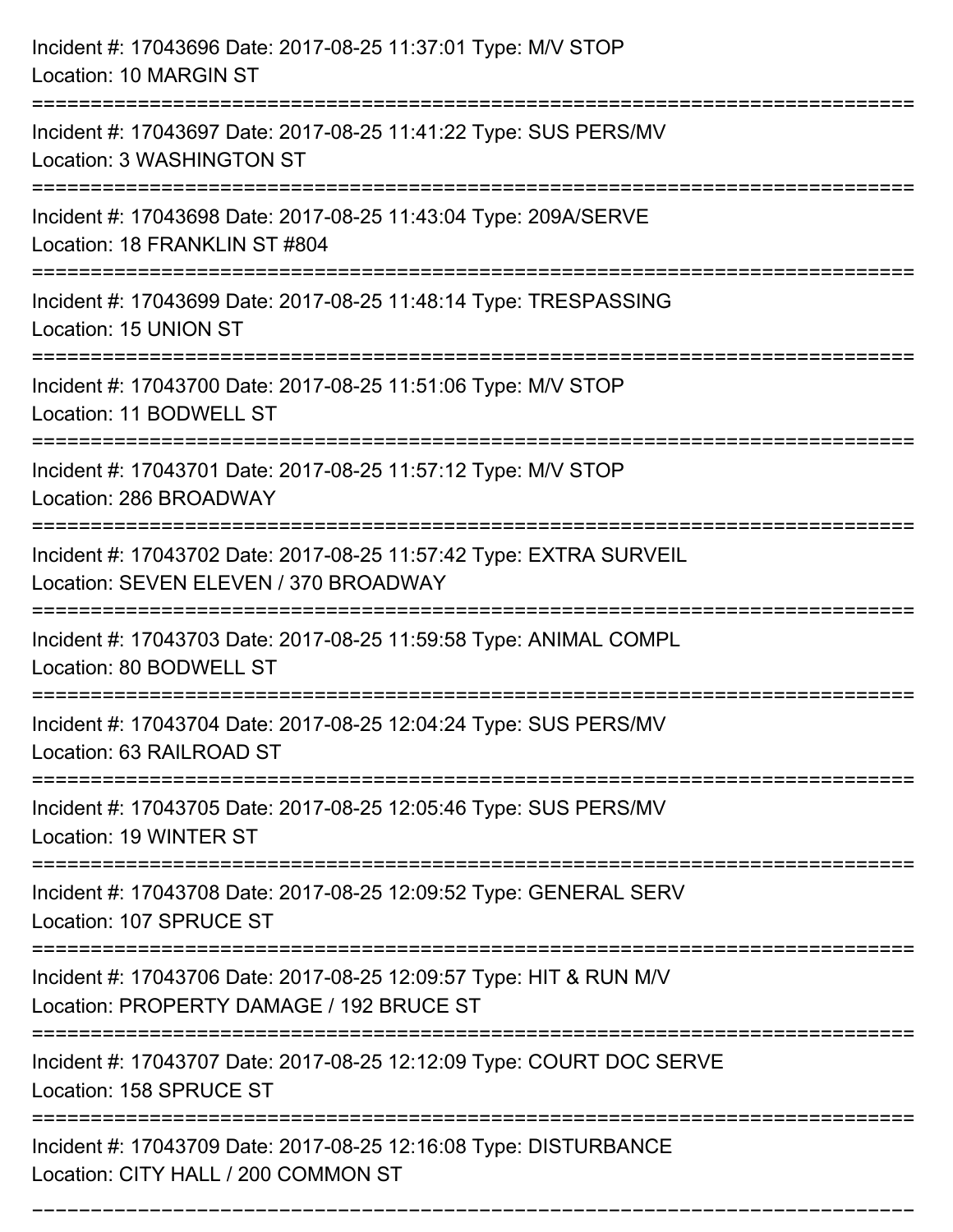Incident #: 17043696 Date: 2017-08-25 11:37:01 Type: M/V STOP
Location: 10 MARGIN ST

===========================================================================

Incident #: 17043697 Date: 2017-08-25 11:41:22 Type: SUS PERS/MV
Location: 3 WASHINGTON ST

===========================================================================

Incident #: 17043698 Date: 2017-08-25 11:43:04 Type: 209A/SERVE
Location: 18 FRANKLIN ST #804

===========================================================================

Incident #: 17043699 Date: 2017-08-25 11:48:14 Type: TRESPASSING
Location: 15 UNION ST

===========================================================================

Incident #: 17043700 Date: 2017-08-25 11:51:06 Type: M/V STOP
Location: 11 BODWELL ST

===========================================================================

Incident #: 17043701 Date: 2017-08-25 11:57:12 Type: M/V STOP
Location: 286 BROADWAY

===========================================================================

Incident #: 17043702 Date: 2017-08-25 11:57:42 Type: EXTRA SURVEIL
Location: SEVEN ELEVEN / 370 BROADWAY

===========================================================================

Incident #: 17043703 Date: 2017-08-25 11:59:58 Type: ANIMAL COMPL
Location: 80 BODWELL ST

===========================================================================

Incident #: 17043704 Date: 2017-08-25 12:04:24 Type: SUS PERS/MV
Location: 63 RAILROAD ST

===========================================================================

Incident #: 17043705 Date: 2017-08-25 12:05:46 Type: SUS PERS/MV
Location: 19 WINTER ST

===========================================================================

Incident #: 17043708 Date: 2017-08-25 12:09:52 Type: GENERAL SERV
Location: 107 SPRUCE ST

===========================================================================

Incident #: 17043706 Date: 2017-08-25 12:09:57 Type: HIT & RUN M/V
Location: PROPERTY DAMAGE / 192 BRUCE ST

===========================================================================

Incident #: 17043707 Date: 2017-08-25 12:12:09 Type: COURT DOC SERVE
Location: 158 SPRUCE ST

===========================================================================

Incident #: 17043709 Date: 2017-08-25 12:16:08 Type: DISTURBANCE
Location: CITY HALL / 200 COMMON ST

===========================================================================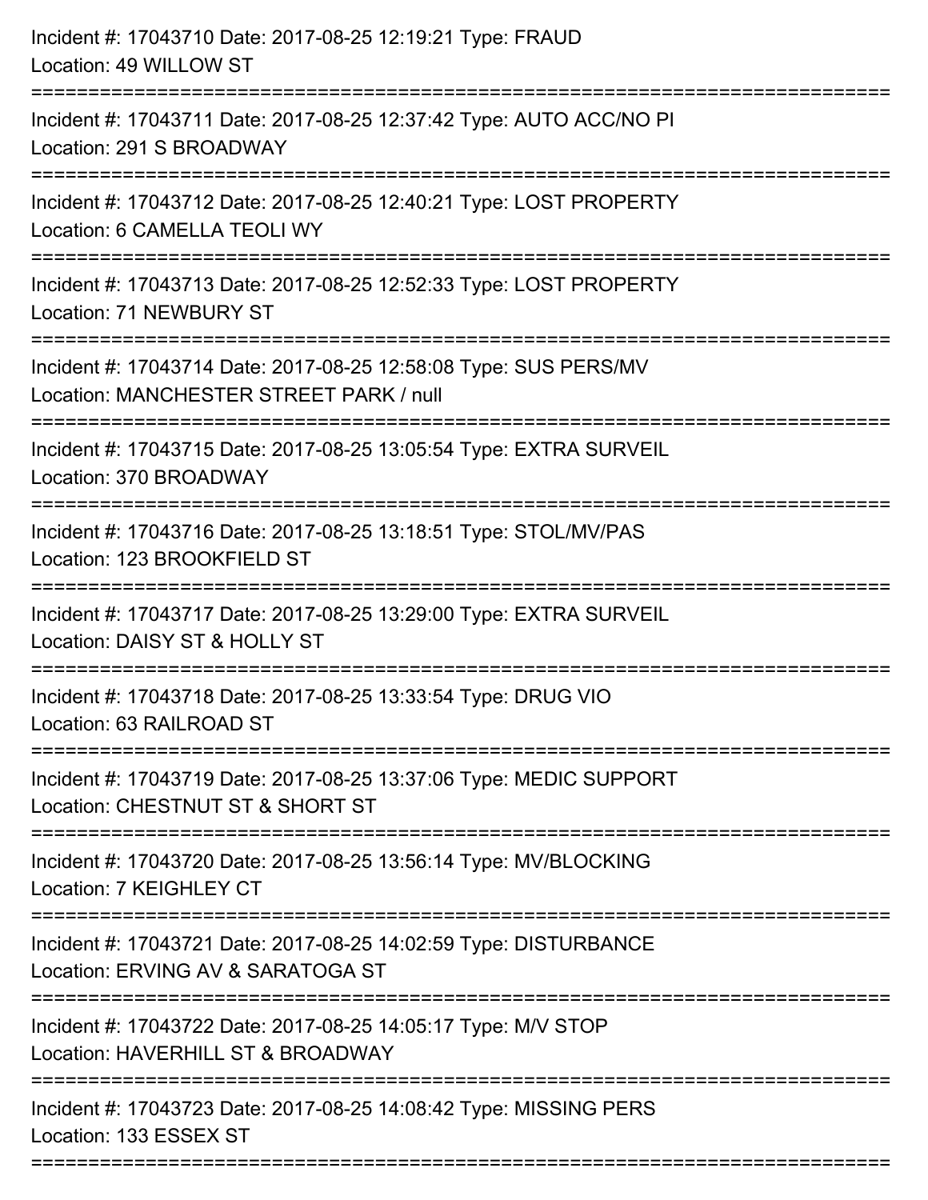Incident #: 17043710 Date: 2017-08-25 12:19:21 Type: FRAUD
Location: 49 WILLOW ST

===========================================================================

Incident #: 17043711 Date: 2017-08-25 12:37:42 Type: AUTO ACC/NO PI
Location: 291 S BROADWAY

===========================================================================

Incident #: 17043712 Date: 2017-08-25 12:40:21 Type: LOST PROPERTY
Location: 6 CAMELLA TEOLI WY

===========================================================================

Incident #: 17043713 Date: 2017-08-25 12:52:33 Type: LOST PROPERTY
Location: 71 NEWBURY ST

===========================================================================

Incident #: 17043714 Date: 2017-08-25 12:58:08 Type: SUS PERS/MV
Location: MANCHESTER STREET PARK / null

===========================================================================

Incident #: 17043715 Date: 2017-08-25 13:05:54 Type: EXTRA SURVEIL
Location: 370 BROADWAY

===========================================================================

Incident #: 17043716 Date: 2017-08-25 13:18:51 Type: STOL/MV/PAS
Location: 123 BROOKFIELD ST

===========================================================================

Incident #: 17043717 Date: 2017-08-25 13:29:00 Type: EXTRA SURVEIL
Location: DAISY ST & HOLLY ST

===========================================================================

Incident #: 17043718 Date: 2017-08-25 13:33:54 Type: DRUG VIO
Location: 63 RAILROAD ST

===========================================================================

Incident #: 17043719 Date: 2017-08-25 13:37:06 Type: MEDIC SUPPORT
Location: CHESTNUT ST & SHORT ST

===========================================================================

Incident #: 17043720 Date: 2017-08-25 13:56:14 Type: MV/BLOCKING
Location: 7 KEIGHLEY CT

===========================================================================

Incident #: 17043721 Date: 2017-08-25 14:02:59 Type: DISTURBANCE
Location: ERVING AV & SARATOGA ST

===========================================================================

Incident #: 17043722 Date: 2017-08-25 14:05:17 Type: M/V STOP
Location: HAVERHILL ST & BROADWAY

===========================================================================

Incident #: 17043723 Date: 2017-08-25 14:08:42 Type: MISSING PERS
Location: 133 ESSEX ST

===========================================================================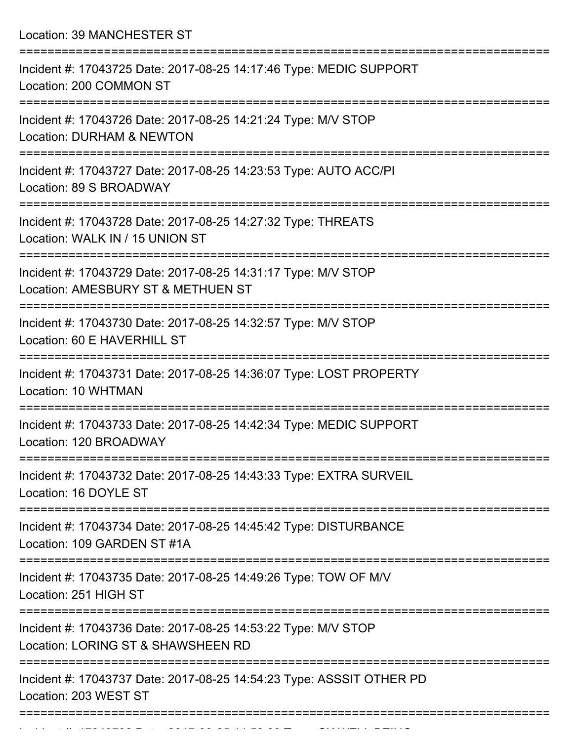Location: 39 MANCHESTER ST

===========================================================================

Incident #: 17043725 Date: 2017-08-25 14:17:46 Type: MEDIC SUPPORT
Location: 200 COMMON ST

===========================================================================

Incident #: 17043726 Date: 2017-08-25 14:21:24 Type: M/V STOP
Location: DURHAM & NEWTON

===========================================================================

Incident #: 17043727 Date: 2017-08-25 14:23:53 Type: AUTO ACC/PI
Location: 89 S BROADWAY

===========================================================================

Incident #: 17043728 Date: 2017-08-25 14:27:32 Type: THREATS
Location: WALK IN / 15 UNION ST

===========================================================================

Incident #: 17043729 Date: 2017-08-25 14:31:17 Type: M/V STOP
Location: AMESBURY ST & METHUEN ST

===========================================================================

Incident #: 17043730 Date: 2017-08-25 14:32:57 Type: M/V STOP
Location: 60 E HAVERHILL ST

===========================================================================

Incident #: 17043731 Date: 2017-08-25 14:36:07 Type: LOST PROPERTY
Location: 10 WHTMAN

===========================================================================

Incident #: 17043733 Date: 2017-08-25 14:42:34 Type: MEDIC SUPPORT
Location: 120 BROADWAY

===========================================================================

Incident #: 17043732 Date: 2017-08-25 14:43:33 Type: EXTRA SURVEIL
Location: 16 DOYLE ST

===========================================================================

Incident #: 17043734 Date: 2017-08-25 14:45:42 Type: DISTURBANCE
Location: 109 GARDEN ST #1A

===========================================================================

Incident #: 17043735 Date: 2017-08-25 14:49:26 Type: TOW OF M/V
Location: 251 HIGH ST

===========================================================================

Incident #: 17043736 Date: 2017-08-25 14:53:22 Type: M/V STOP
Location: LORING ST & SHAWSHEEN RD

===========================================================================

Incident #: 17043737 Date: 2017-08-25 14:54:23 Type: ASSSIT OTHER PD
Location: 203 WEST ST

===========================================================================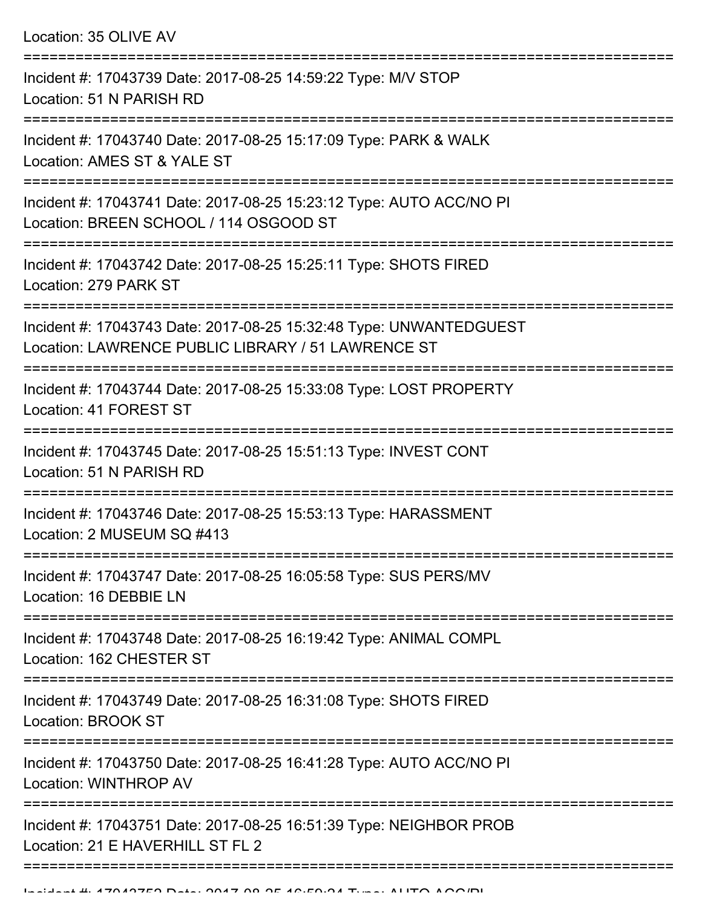Location: 35 OLIVE AV

===========================================================================

Incident #: 17043739 Date: 2017-08-25 14:59:22 Type: M/V STOP
Location: 51 N PARISH RD

===========================================================================

Incident #: 17043740 Date: 2017-08-25 15:17:09 Type: PARK & WALK
Location: AMES ST & YALE ST

===========================================================================

Incident #: 17043741 Date: 2017-08-25 15:23:12 Type: AUTO ACC/NO PI
Location: BREEN SCHOOL / 114 OSGOOD ST

===========================================================================

Incident #: 17043742 Date: 2017-08-25 15:25:11 Type: SHOTS FIRED
Location: 279 PARK ST

===========================================================================

Incident #: 17043743 Date: 2017-08-25 15:32:48 Type: UNWANTEDGUEST
Location: LAWRENCE PUBLIC LIBRARY / 51 LAWRENCE ST

===========================================================================

Incident #: 17043744 Date: 2017-08-25 15:33:08 Type: LOST PROPERTY
Location: 41 FOREST ST

===========================================================================

Incident #: 17043745 Date: 2017-08-25 15:51:13 Type: INVEST CONT
Location: 51 N PARISH RD

===========================================================================

Incident #: 17043746 Date: 2017-08-25 15:53:13 Type: HARASSMENT
Location: 2 MUSEUM SQ #413

===========================================================================

Incident #: 17043747 Date: 2017-08-25 16:05:58 Type: SUS PERS/MV
Location: 16 DEBBIE LN

===========================================================================

Incident #: 17043748 Date: 2017-08-25 16:19:42 Type: ANIMAL COMPL
Location: 162 CHESTER ST

===========================================================================

Incident #: 17043749 Date: 2017-08-25 16:31:08 Type: SHOTS FIRED
Location: BROOK ST

===========================================================================

Incident #: 17043750 Date: 2017-08-25 16:41:28 Type: AUTO ACC/NO PI
Location: WINTHROP AV

===========================================================================

Incident #: 17043751 Date: 2017-08-25 16:51:39 Type: NEIGHBOR PROB
Location: 21 E HAVERHILL ST FL 2

===========================================================================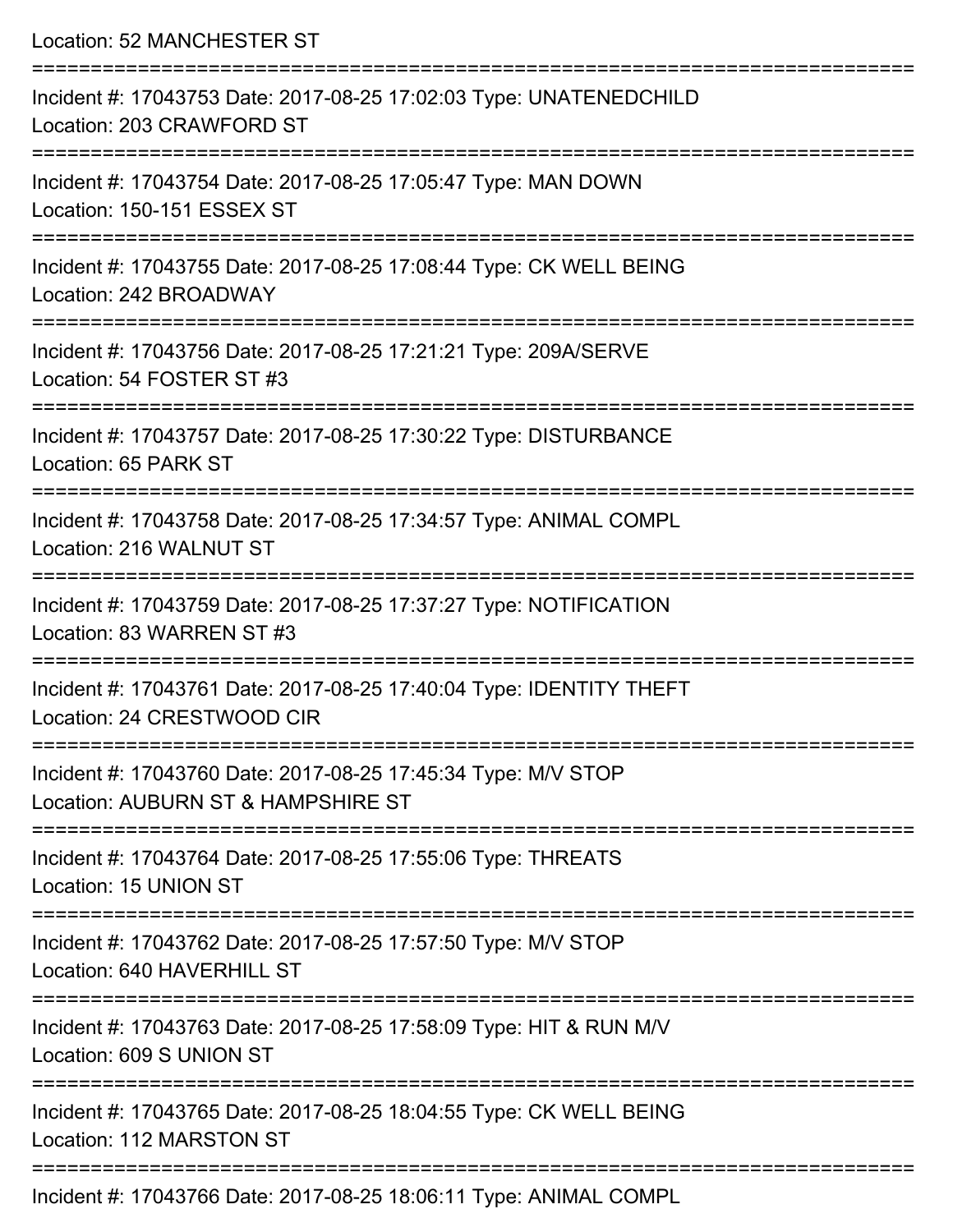Location: 52 MANCHESTER ST

===========================================================================

Incident #: 17043753 Date: 2017-08-25 17:02:03 Type: UNATENEDCHILD
Location: 203 CRAWFORD ST

===========================================================================

Incident #: 17043754 Date: 2017-08-25 17:05:47 Type: MAN DOWN
Location: 150-151 ESSEX ST

===========================================================================

Incident #: 17043755 Date: 2017-08-25 17:08:44 Type: CK WELL BEING
Location: 242 BROADWAY

===========================================================================

Incident #: 17043756 Date: 2017-08-25 17:21:21 Type: 209A/SERVE
Location: 54 FOSTER ST #3

===========================================================================

Incident #: 17043757 Date: 2017-08-25 17:30:22 Type: DISTURBANCE
Location: 65 PARK ST

===========================================================================

Incident #: 17043758 Date: 2017-08-25 17:34:57 Type: ANIMAL COMPL
Location: 216 WALNUT ST

===========================================================================

Incident #: 17043759 Date: 2017-08-25 17:37:27 Type: NOTIFICATION
Location: 83 WARREN ST #3

===========================================================================

Incident #: 17043761 Date: 2017-08-25 17:40:04 Type: IDENTITY THEFT
Location: 24 CRESTWOOD CIR

===========================================================================

Incident #: 17043760 Date: 2017-08-25 17:45:34 Type: M/V STOP
Location: AUBURN ST & HAMPSHIRE ST

===========================================================================

Incident #: 17043764 Date: 2017-08-25 17:55:06 Type: THREATS
Location: 15 UNION ST

===========================================================================

Incident #: 17043762 Date: 2017-08-25 17:57:50 Type: M/V STOP
Location: 640 HAVERHILL ST

===========================================================================

Incident #: 17043763 Date: 2017-08-25 17:58:09 Type: HIT & RUN M/V
Location: 609 S UNION ST

===========================================================================

Incident #: 17043765 Date: 2017-08-25 18:04:55 Type: CK WELL BEING
Location: 112 MARSTON ST

===========================================================================

Incident #: 17043766 Date: 2017-08-25 18:06:11 Type: ANIMAL COMPL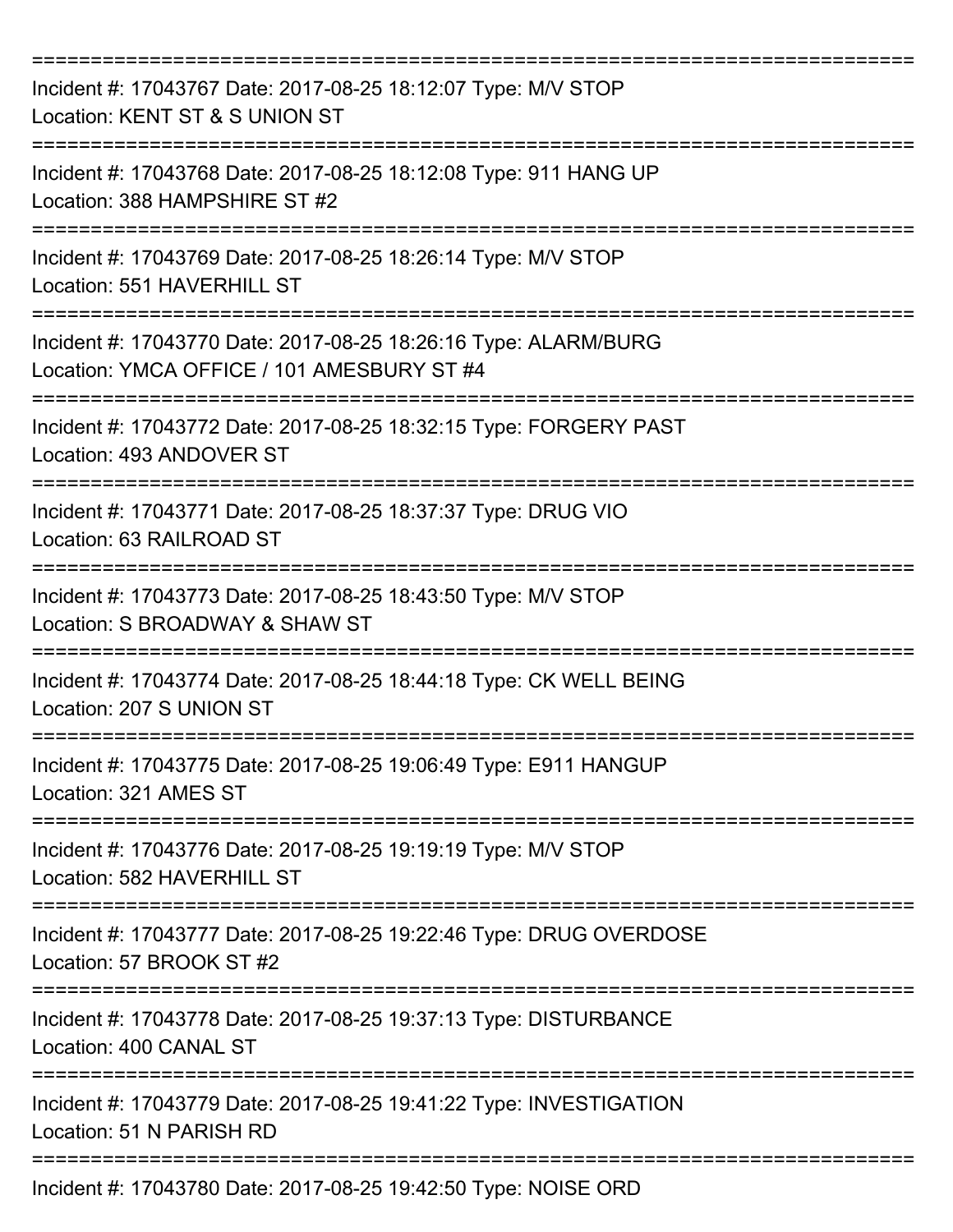===========================================================================

Incident #: 17043767 Date: 2017-08-25 18:12:07 Type: M/V STOP
Location: KENT ST & S UNION ST

===========================================================================

Incident #: 17043768 Date: 2017-08-25 18:12:08 Type: 911 HANG UP
Location: 388 HAMPSHIRE ST #2

===========================================================================

Incident #: 17043769 Date: 2017-08-25 18:26:14 Type: M/V STOP
Location: 551 HAVERHILL ST

===========================================================================

Incident #: 17043770 Date: 2017-08-25 18:26:16 Type: ALARM/BURG
Location: YMCA OFFICE / 101 AMESBURY ST #4

===========================================================================

Incident #: 17043772 Date: 2017-08-25 18:32:15 Type: FORGERY PAST
Location: 493 ANDOVER ST

===========================================================================

Incident #: 17043771 Date: 2017-08-25 18:37:37 Type: DRUG VIO
Location: 63 RAILROAD ST

===========================================================================

Incident #: 17043773 Date: 2017-08-25 18:43:50 Type: M/V STOP
Location: S BROADWAY & SHAW ST

===========================================================================

Incident #: 17043774 Date: 2017-08-25 18:44:18 Type: CK WELL BEING
Location: 207 S UNION ST

===========================================================================

Incident #: 17043775 Date: 2017-08-25 19:06:49 Type: E911 HANGUP
Location: 321 AMES ST

===========================================================================

Incident #: 17043776 Date: 2017-08-25 19:19:19 Type: M/V STOP
Location: 582 HAVERHILL ST

===========================================================================

Incident #: 17043777 Date: 2017-08-25 19:22:46 Type: DRUG OVERDOSE
Location: 57 BROOK ST #2

===========================================================================

Incident #: 17043778 Date: 2017-08-25 19:37:13 Type: DISTURBANCE
Location: 400 CANAL ST

===========================================================================

Incident #: 17043779 Date: 2017-08-25 19:41:22 Type: INVESTIGATION
Location: 51 N PARISH RD

===========================================================================

Incident #: 17043780 Date: 2017-08-25 19:42:50 Type: NOISE ORD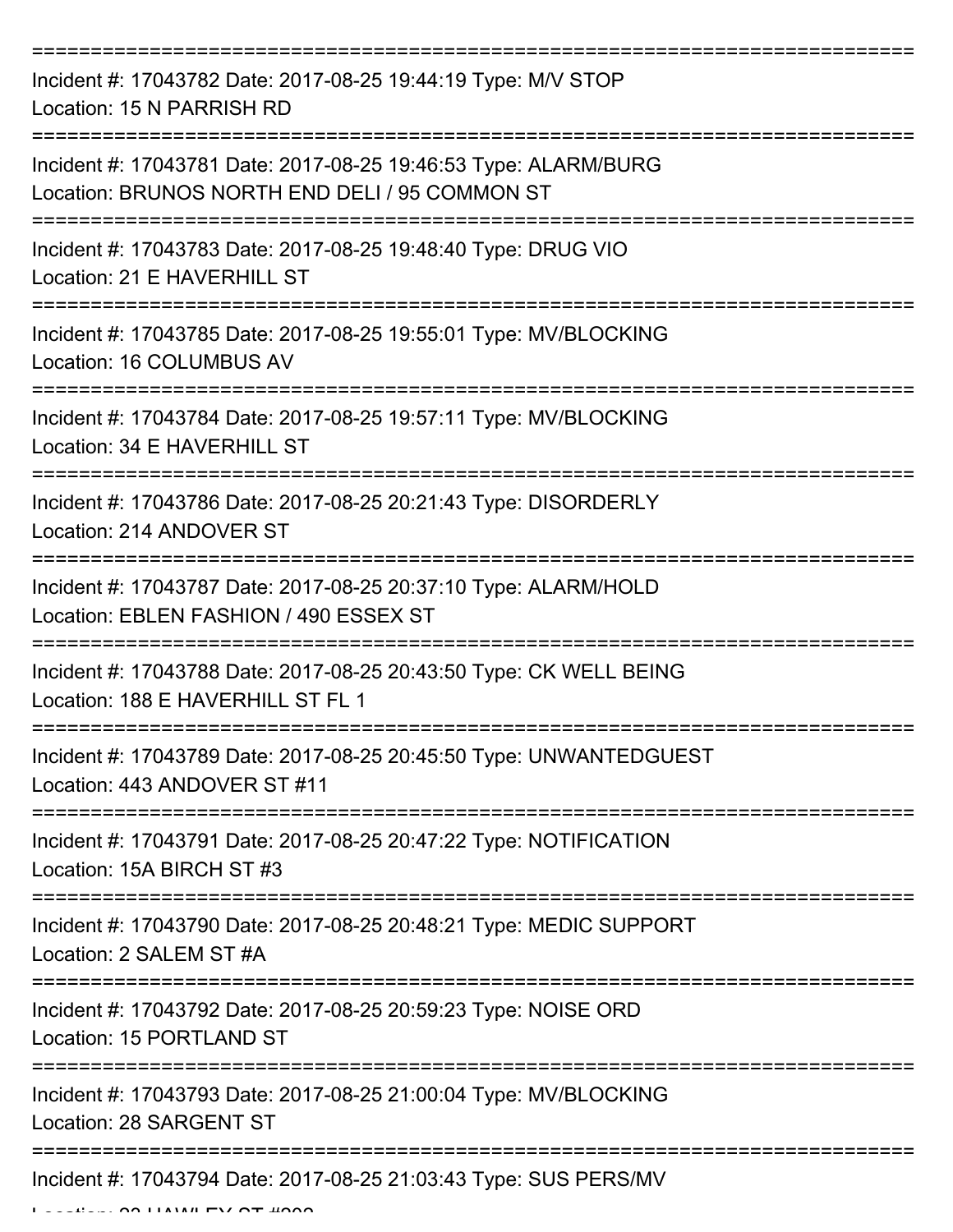===========================================================================

Incident #: 17043782 Date: 2017-08-25 19:44:19 Type: M/V STOP
Location: 15 N PARRISH RD

===========================================================================

Incident #: 17043781 Date: 2017-08-25 19:46:53 Type: ALARM/BURG
Location: BRUNOS NORTH END DELI / 95 COMMON ST

===========================================================================

Incident #: 17043783 Date: 2017-08-25 19:48:40 Type: DRUG VIO
Location: 21 E HAVERHILL ST

===========================================================================

Incident #: 17043785 Date: 2017-08-25 19:55:01 Type: MV/BLOCKING
Location: 16 COLUMBUS AV

===========================================================================

Incident #: 17043784 Date: 2017-08-25 19:57:11 Type: MV/BLOCKING
Location: 34 E HAVERHILL ST

===========================================================================

Incident #: 17043786 Date: 2017-08-25 20:21:43 Type: DISORDERLY
Location: 214 ANDOVER ST

===========================================================================

Incident #: 17043787 Date: 2017-08-25 20:37:10 Type: ALARM/HOLD
Location: EBLEN FASHION / 490 ESSEX ST

===========================================================================

Incident #: 17043788 Date: 2017-08-25 20:43:50 Type: CK WELL BEING
Location: 188 E HAVERHILL ST FL 1

===========================================================================

Incident #: 17043789 Date: 2017-08-25 20:45:50 Type: UNWANTEDGUEST
Location: 443 ANDOVER ST #11

===========================================================================

Incident #: 17043791 Date: 2017-08-25 20:47:22 Type: NOTIFICATION
Location: 15A BIRCH ST #3

===========================================================================

Incident #: 17043790 Date: 2017-08-25 20:48:21 Type: MEDIC SUPPORT
Location: 2 SALEM ST #A

===========================================================================

Incident #: 17043792 Date: 2017-08-25 20:59:23 Type: NOISE ORD
Location: 15 PORTLAND ST

===========================================================================

Incident #: 17043793 Date: 2017-08-25 21:00:04 Type: MV/BLOCKING
Location: 28 SARGENT ST

===========================================================================

Incident #: 17043794 Date: 2017-08-25 21:03:43 Type: SUS PERS/MV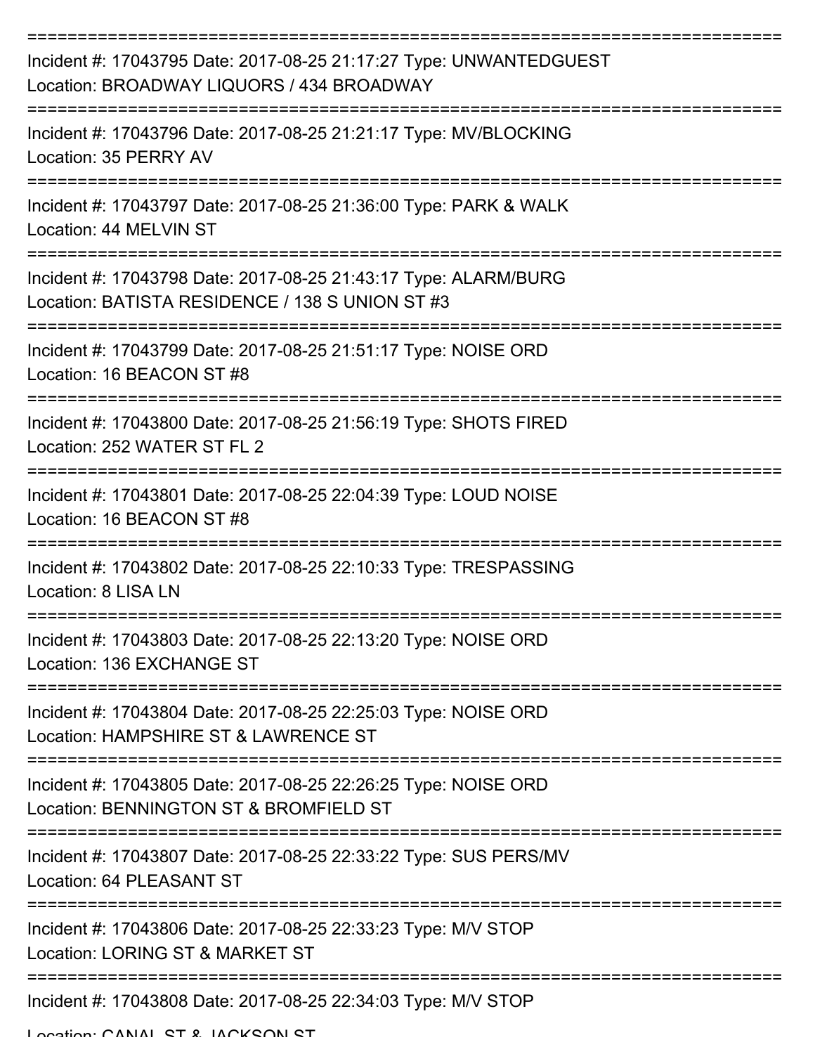===========================================================================

Incident #: 17043795 Date: 2017-08-25 21:17:27 Type: UNWANTEDGUEST
Location: BROADWAY LIQUORS / 434 BROADWAY

===========================================================================

Incident #: 17043796 Date: 2017-08-25 21:21:17 Type: MV/BLOCKING
Location: 35 PERRY AV

===========================================================================

Incident #: 17043797 Date: 2017-08-25 21:36:00 Type: PARK & WALK
Location: 44 MELVIN ST

===========================================================================

Incident #: 17043798 Date: 2017-08-25 21:43:17 Type: ALARM/BURG
Location: BATISTA RESIDENCE / 138 S UNION ST #3

===========================================================================

Incident #: 17043799 Date: 2017-08-25 21:51:17 Type: NOISE ORD
Location: 16 BEACON ST #8

===========================================================================

Incident #: 17043800 Date: 2017-08-25 21:56:19 Type: SHOTS FIRED
Location: 252 WATER ST FL 2

===========================================================================

Incident #: 17043801 Date: 2017-08-25 22:04:39 Type: LOUD NOISE
Location: 16 BEACON ST #8

===========================================================================

Incident #: 17043802 Date: 2017-08-25 22:10:33 Type: TRESPASSING
Location: 8 LISA LN

===========================================================================

Incident #: 17043803 Date: 2017-08-25 22:13:20 Type: NOISE ORD
Location: 136 EXCHANGE ST

===========================================================================

Incident #: 17043804 Date: 2017-08-25 22:25:03 Type: NOISE ORD
Location: HAMPSHIRE ST & LAWRENCE ST

===========================================================================

Incident #: 17043805 Date: 2017-08-25 22:26:25 Type: NOISE ORD
Location: BENNINGTON ST & BROMFIELD ST

===========================================================================

Incident #: 17043807 Date: 2017-08-25 22:33:22 Type: SUS PERS/MV
Location: 64 PLEASANT ST

===========================================================================

Incident #: 17043806 Date: 2017-08-25 22:33:23 Type: M/V STOP
Location: LORING ST & MARKET ST

===========================================================================

Incident #: 17043808 Date: 2017-08-25 22:34:03 Type: M/V STOP
Location: CANAL ST & JACKSON ST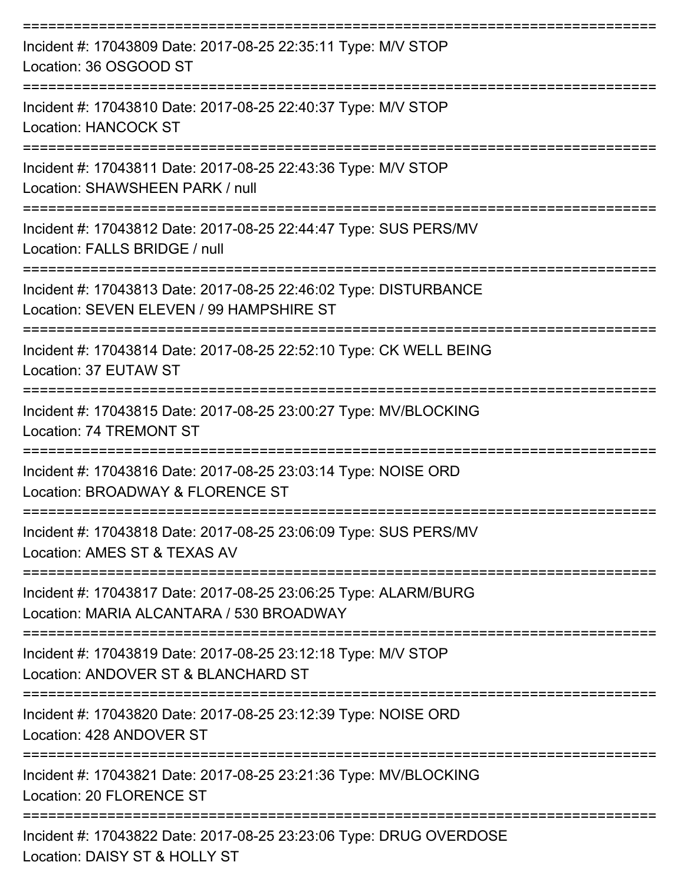===========================================================================

Incident #: 17043809 Date: 2017-08-25 22:35:11 Type: M/V STOP
Location: 36 OSGOOD ST

===========================================================================

Incident #: 17043810 Date: 2017-08-25 22:40:37 Type: M/V STOP
Location: HANCOCK ST

===========================================================================

Incident #: 17043811 Date: 2017-08-25 22:43:36 Type: M/V STOP
Location: SHAWSHEEN PARK / null

===========================================================================

Incident #: 17043812 Date: 2017-08-25 22:44:47 Type: SUS PERS/MV
Location: FALLS BRIDGE / null

===========================================================================

Incident #: 17043813 Date: 2017-08-25 22:46:02 Type: DISTURBANCE
Location: SEVEN ELEVEN / 99 HAMPSHIRE ST

===========================================================================

Incident #: 17043814 Date: 2017-08-25 22:52:10 Type: CK WELL BEING
Location: 37 EUTAW ST

===========================================================================

Incident #: 17043815 Date: 2017-08-25 23:00:27 Type: MV/BLOCKING
Location: 74 TREMONT ST

===========================================================================

Incident #: 17043816 Date: 2017-08-25 23:03:14 Type: NOISE ORD
Location: BROADWAY & FLORENCE ST

===========================================================================

Incident #: 17043818 Date: 2017-08-25 23:06:09 Type: SUS PERS/MV
Location: AMES ST & TEXAS AV

===========================================================================

Incident #: 17043817 Date: 2017-08-25 23:06:25 Type: ALARM/BURG
Location: MARIA ALCANTARA / 530 BROADWAY

===========================================================================

Incident #: 17043819 Date: 2017-08-25 23:12:18 Type: M/V STOP
Location: ANDOVER ST & BLANCHARD ST

===========================================================================

Incident #: 17043820 Date: 2017-08-25 23:12:39 Type: NOISE ORD
Location: 428 ANDOVER ST

===========================================================================

Incident #: 17043821 Date: 2017-08-25 23:21:36 Type: MV/BLOCKING
Location: 20 FLORENCE ST

===========================================================================

Incident #: 17043822 Date: 2017-08-25 23:23:06 Type: DRUG OVERDOSE
Location: DAISY ST & HOLLY ST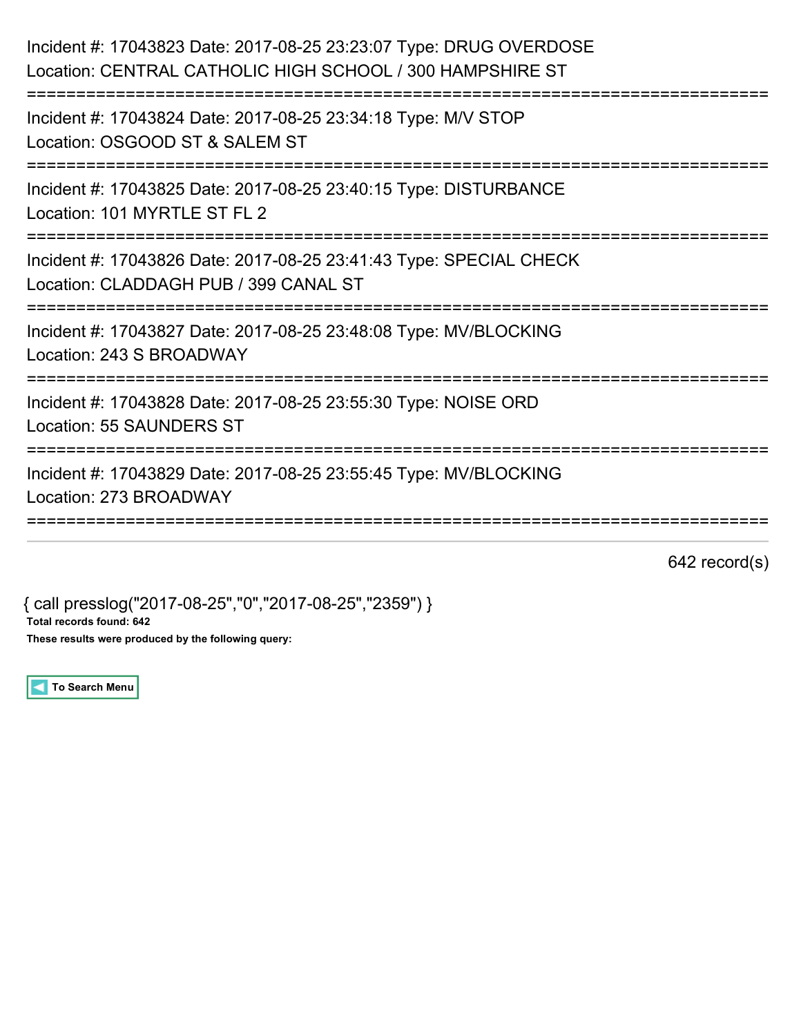Incident #: 17043823 Date: 2017-08-25 23:23:07 Type: DRUG OVERDOSE
Location: CENTRAL CATHOLIC HIGH SCHOOL / 300 HAMPSHIRE ST

===========================================================================

Incident #: 17043824 Date: 2017-08-25 23:34:18 Type: M/V STOP
Location: OSGOOD ST & SALEM ST

===========================================================================

Incident #: 17043825 Date: 2017-08-25 23:40:15 Type: DISTURBANCE
Location: 101 MYRTLE ST FL 2

===========================================================================

Incident #: 17043826 Date: 2017-08-25 23:41:43 Type: SPECIAL CHECK
Location: CLADDAGH PUB / 399 CANAL ST

===========================================================================

Incident #: 17043827 Date: 2017-08-25 23:48:08 Type: MV/BLOCKING
Location: 243 S BROADWAY

===========================================================================

Incident #: 17043828 Date: 2017-08-25 23:55:30 Type: NOISE ORD
Location: 55 SAUNDERS ST

===========================================================================

Incident #: 17043829 Date: 2017-08-25 23:55:45 Type: MV/BLOCKING
Location: 273 BROADWAY

===========================================================================

642 record(s)

{ call presslog("2017-08-25","0","2017-08-25","2359") }

**Total records found: 642**

**These results were produced by the following query:**

To Search Menu